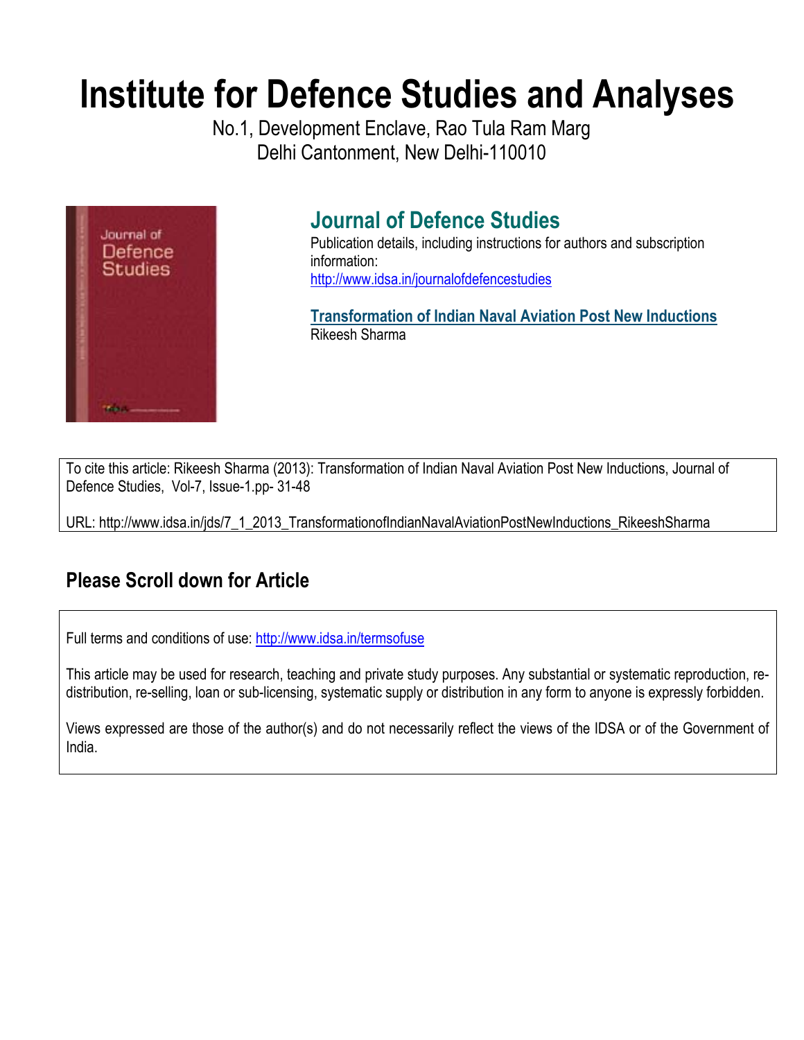# Institute for Defence Studies and Analyses

No.1, Development Enclave, Rao Tula Ram Marg
Delhi Cantonment, New Delhi-110010

## Journal of Defence Studies

Publication details, including instructions for authors and subscription information:
http://www.idsa.in/journalofdefencestudies

**Transformation of Indian Naval Aviation Post New Inductions**
Rikeesh Sharma

To cite this article: Rikeesh Sharma (2013): Transformation of Indian Naval Aviation Post New Inductions, Journal of Defence Studies, Vol-7, Issue-1.pp- 31-48

URL: http://www.idsa.in/jds/7_1_2013_TransformationofIndianNavalAviationPostNewInductions_RikeeshSharma

## Please Scroll down for Article

Full terms and conditions of use: http://www.idsa.in/termsofuse

This article may be used for research, teaching and private study purposes. Any substantial or systematic reproduction, re-distribution, re-selling, loan or sub-licensing, systematic supply or distribution in any form to anyone is expressly forbidden.

Views expressed are those of the author(s) and do not necessarily reflect the views of the IDSA or of the Government of India.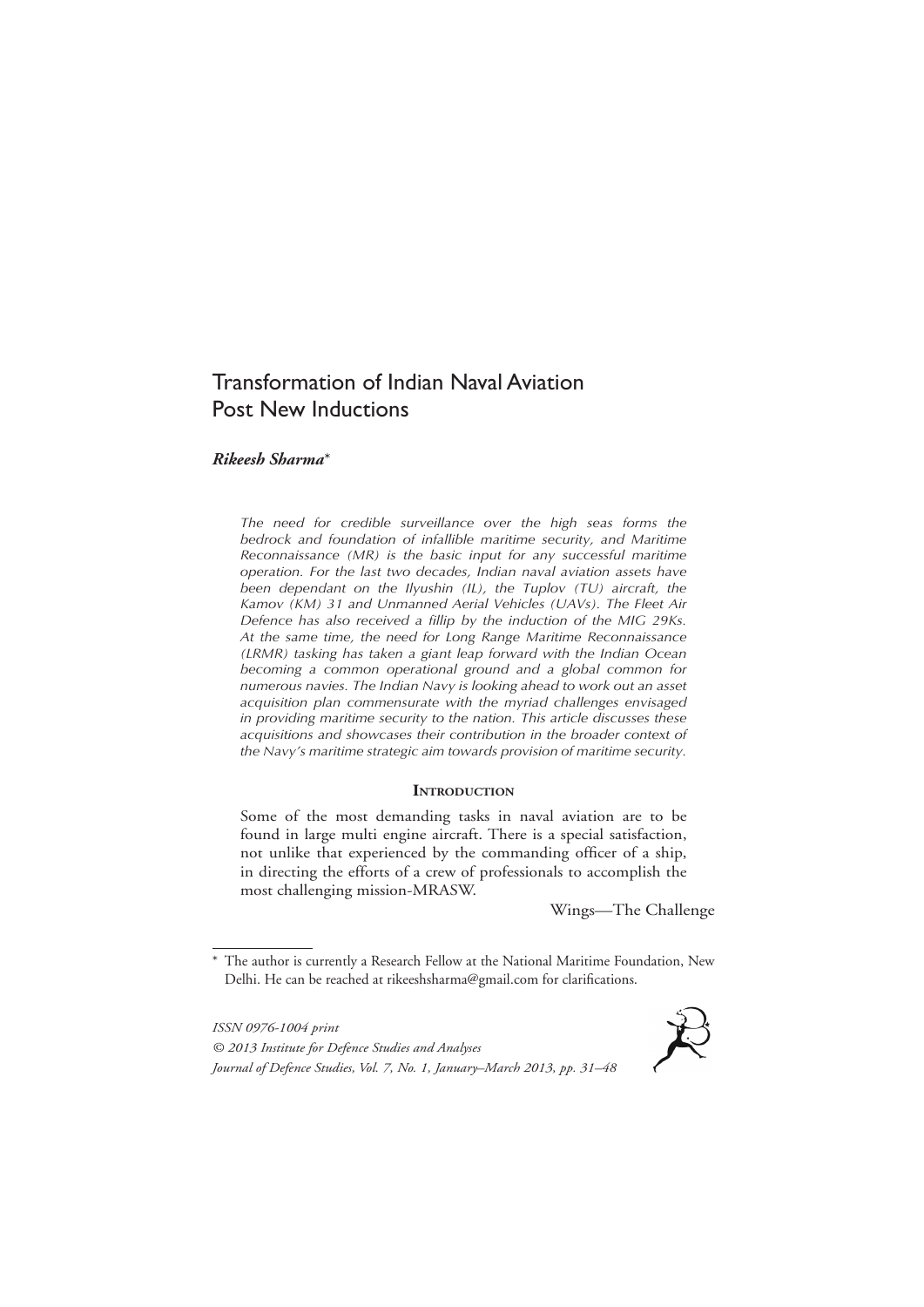# Transformation of Indian Naval Aviation Post New Inductions

***Rikeesh Sharma****

*The need for credible surveillance over the high seas forms the bedrock and foundation of infallible maritime security, and Maritime Reconnaissance (MR) is the basic input for any successful maritime operation. For the last two decades, Indian naval aviation assets have been dependant on the Ilyushin (IL), the Tuplov (TU) aircraft, the Kamov (KM) 31 and Unmanned Aerial Vehicles (UAVs). The Fleet Air Defence has also received a fillip by the induction of the MIG 29Ks. At the same time, the need for Long Range Maritime Reconnaissance (LRMR) tasking has taken a giant leap forward with the Indian Ocean becoming a common operational ground and a global common for numerous navies. The Indian Navy is looking ahead to work out an asset acquisition plan commensurate with the myriad challenges envisaged in providing maritime security to the nation. This article discusses these acquisitions and showcases their contribution in the broader context of the Navy's maritime strategic aim towards provision of maritime security.*

## Introduction

Some of the most demanding tasks in naval aviation are to be found in large multi engine aircraft. There is a special satisfaction, not unlike that experienced by the commanding officer of a ship, in directing the efforts of a crew of professionals to accomplish the most challenging mission-MRASW.

Wings—The Challenge

---

\* The author is currently a Research Fellow at the National Maritime Foundation, New Delhi. He can be reached at rikeeshsharma@gmail.com for clarifications.

*ISSN 0976-1004 print*
*© 2013 Institute for Defence Studies and Analyses*
*Journal of Defence Studies, Vol. 7, No. 1, January–March 2013, pp. 31–48*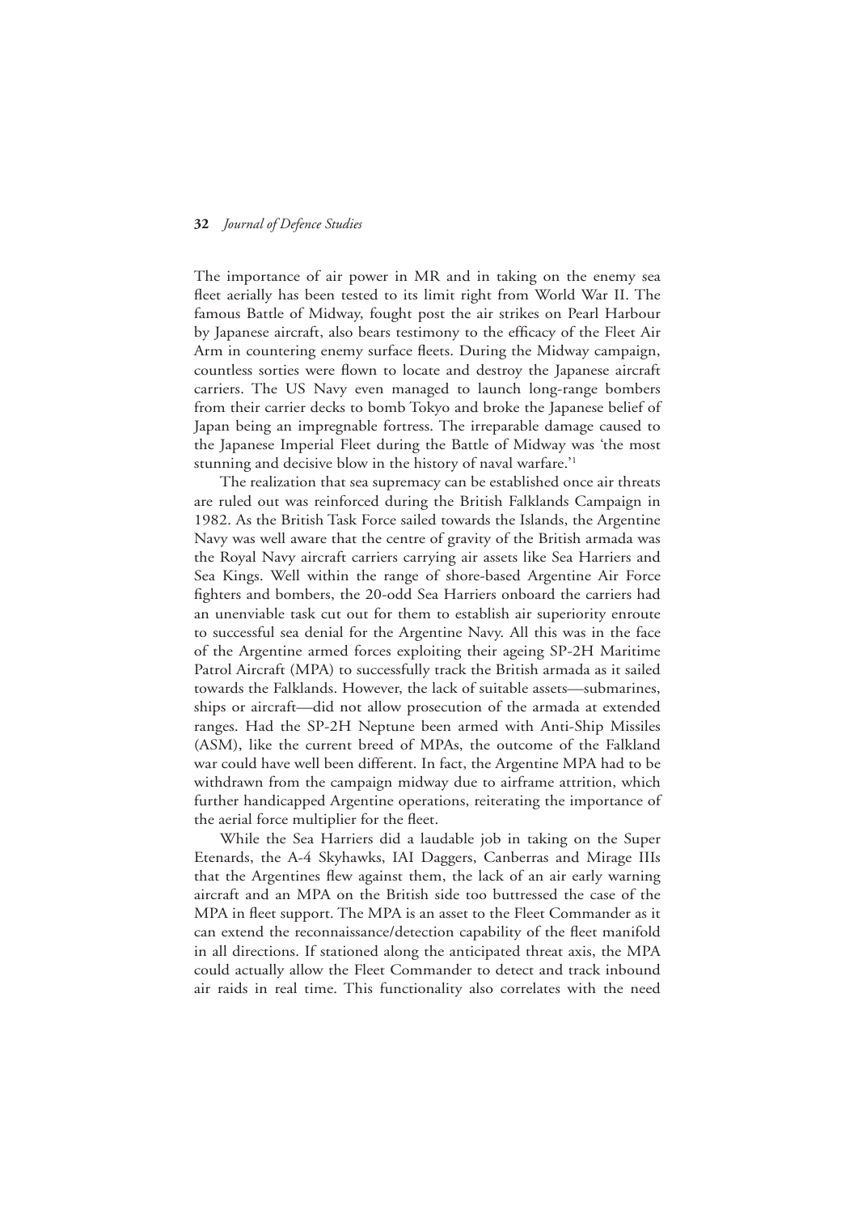The importance of air power in MR and in taking on the enemy sea fleet aerially has been tested to its limit right from World War II. The famous Battle of Midway, fought post the air strikes on Pearl Harbour by Japanese aircraft, also bears testimony to the efficacy of the Fleet Air Arm in countering enemy surface fleets. During the Midway campaign, countless sorties were flown to locate and destroy the Japanese aircraft carriers. The US Navy even managed to launch long-range bombers from their carrier decks to bomb Tokyo and broke the Japanese belief of Japan being an impregnable fortress. The irreparable damage caused to the Japanese Imperial Fleet during the Battle of Midway was 'the most stunning and decisive blow in the history of naval warfare.'[1]

The realization that sea supremacy can be established once air threats are ruled out was reinforced during the British Falklands Campaign in 1982. As the British Task Force sailed towards the Islands, the Argentine Navy was well aware that the centre of gravity of the British armada was the Royal Navy aircraft carriers carrying air assets like Sea Harriers and Sea Kings. Well within the range of shore-based Argentine Air Force fighters and bombers, the 20-odd Sea Harriers onboard the carriers had an unenviable task cut out for them to establish air superiority enroute to successful sea denial for the Argentine Navy. All this was in the face of the Argentine armed forces exploiting their ageing SP-2H Maritime Patrol Aircraft (MPA) to successfully track the British armada as it sailed towards the Falklands. However, the lack of suitable assets—submarines, ships or aircraft—did not allow prosecution of the armada at extended ranges. Had the SP-2H Neptune been armed with Anti-Ship Missiles (ASM), like the current breed of MPAs, the outcome of the Falkland war could have well been different. In fact, the Argentine MPA had to be withdrawn from the campaign midway due to airframe attrition, which further handicapped Argentine operations, reiterating the importance of the aerial force multiplier for the fleet.

While the Sea Harriers did a laudable job in taking on the Super Etenards, the A-4 Skyhawks, IAI Daggers, Canberras and Mirage IIIs that the Argentines flew against them, the lack of an air early warning aircraft and an MPA on the British side too buttressed the case of the MPA in fleet support. The MPA is an asset to the Fleet Commander as it can extend the reconnaissance/detection capability of the fleet manifold in all directions. If stationed along the anticipated threat axis, the MPA could actually allow the Fleet Commander to detect and track inbound air raids in real time. This functionality also correlates with the need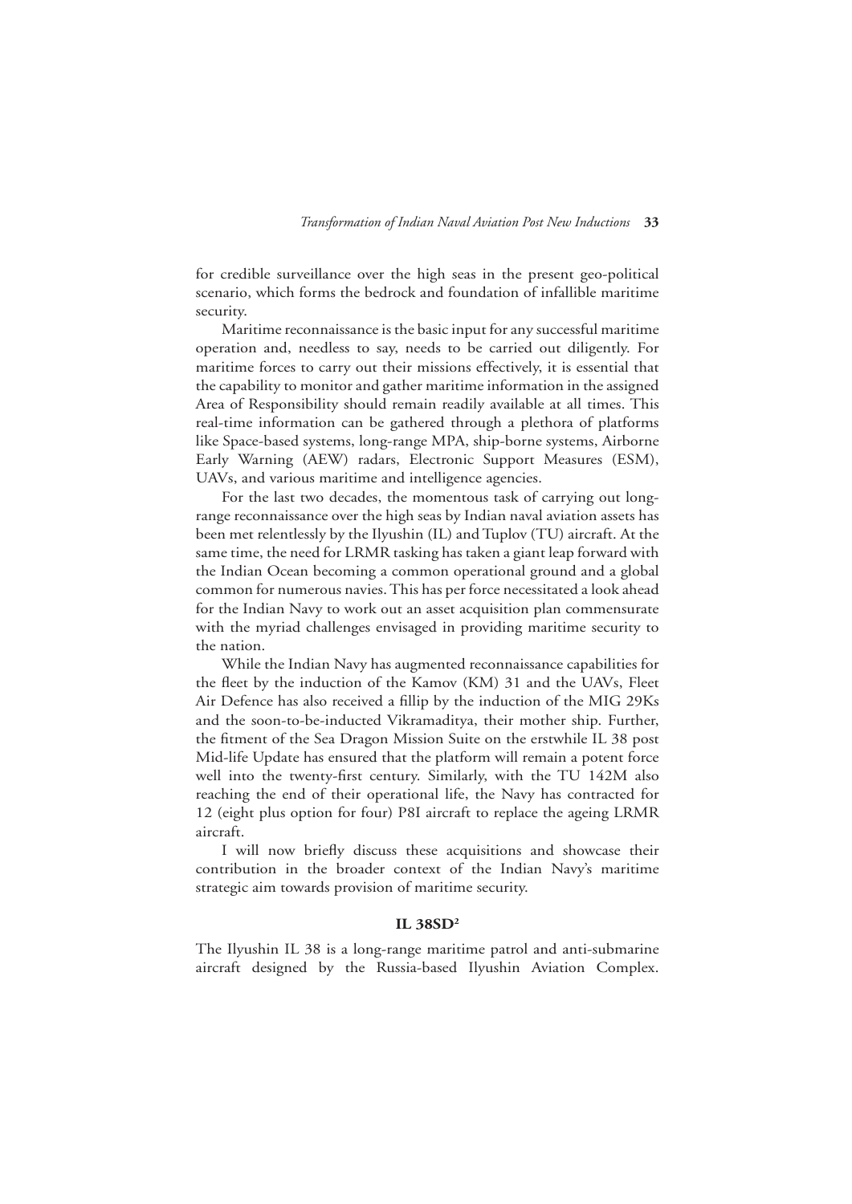for credible surveillance over the high seas in the present geo-political scenario, which forms the bedrock and foundation of infallible maritime security.

Maritime reconnaissance is the basic input for any successful maritime operation and, needless to say, needs to be carried out diligently. For maritime forces to carry out their missions effectively, it is essential that the capability to monitor and gather maritime information in the assigned Area of Responsibility should remain readily available at all times. This real-time information can be gathered through a plethora of platforms like Space-based systems, long-range MPA, ship-borne systems, Airborne Early Warning (AEW) radars, Electronic Support Measures (ESM), UAVs, and various maritime and intelligence agencies.

For the last two decades, the momentous task of carrying out long-range reconnaissance over the high seas by Indian naval aviation assets has been met relentlessly by the Ilyushin (IL) and Tuplov (TU) aircraft. At the same time, the need for LRMR tasking has taken a giant leap forward with the Indian Ocean becoming a common operational ground and a global common for numerous navies. This has per force necessitated a look ahead for the Indian Navy to work out an asset acquisition plan commensurate with the myriad challenges envisaged in providing maritime security to the nation.

While the Indian Navy has augmented reconnaissance capabilities for the fleet by the induction of the Kamov (KM) 31 and the UAVs, Fleet Air Defence has also received a fillip by the induction of the MIG 29Ks and the soon-to-be-inducted Vikramaditya, their mother ship. Further, the fitment of the Sea Dragon Mission Suite on the erstwhile IL 38 post Mid-life Update has ensured that the platform will remain a potent force well into the twenty-first century. Similarly, with the TU 142M also reaching the end of their operational life, the Navy has contracted for 12 (eight plus option for four) P8I aircraft to replace the ageing LRMR aircraft.

I will now briefly discuss these acquisitions and showcase their contribution in the broader context of the Indian Navy's maritime strategic aim towards provision of maritime security.

## IL 38SD[2]

The Ilyushin IL 38 is a long-range maritime patrol and anti-submarine aircraft designed by the Russia-based Ilyushin Aviation Complex.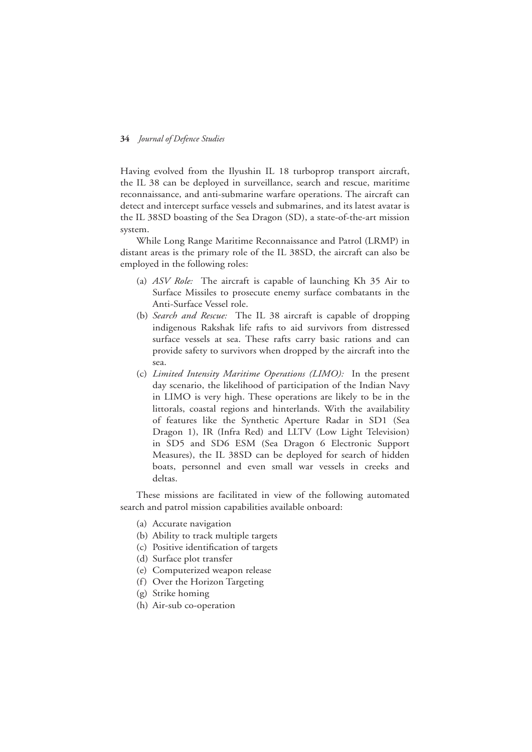Having evolved from the Ilyushin IL 18 turboprop transport aircraft, the IL 38 can be deployed in surveillance, search and rescue, maritime reconnaissance, and anti-submarine warfare operations. The aircraft can detect and intercept surface vessels and submarines, and its latest avatar is the IL 38SD boasting of the Sea Dragon (SD), a state-of-the-art mission system.

While Long Range Maritime Reconnaissance and Patrol (LRMP) in distant areas is the primary role of the IL 38SD, the aircraft can also be employed in the following roles:

(a) *ASV Role:* The aircraft is capable of launching Kh 35 Air to Surface Missiles to prosecute enemy surface combatants in the Anti-Surface Vessel role.

(b) *Search and Rescue:* The IL 38 aircraft is capable of dropping indigenous Rakshak life rafts to aid survivors from distressed surface vessels at sea. These rafts carry basic rations and can provide safety to survivors when dropped by the aircraft into the sea.

(c) *Limited Intensity Maritime Operations (LIMO):* In the present day scenario, the likelihood of participation of the Indian Navy in LIMO is very high. These operations are likely to be in the littorals, coastal regions and hinterlands. With the availability of features like the Synthetic Aperture Radar in SD1 (Sea Dragon 1), IR (Infra Red) and LLTV (Low Light Television) in SD5 and SD6 ESM (Sea Dragon 6 Electronic Support Measures), the IL 38SD can be deployed for search of hidden boats, personnel and even small war vessels in creeks and deltas.

These missions are facilitated in view of the following automated search and patrol mission capabilities available onboard:

(a) Accurate navigation
(b) Ability to track multiple targets
(c) Positive identification of targets
(d) Surface plot transfer
(e) Computerized weapon release
(f) Over the Horizon Targeting
(g) Strike homing
(h) Air-sub co-operation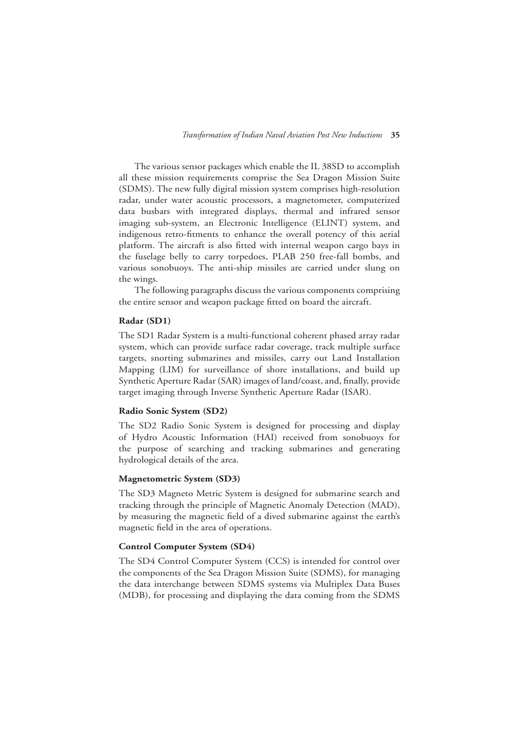The various sensor packages which enable the IL 38SD to accomplish all these mission requirements comprise the Sea Dragon Mission Suite (SDMS). The new fully digital mission system comprises high-resolution radar, under water acoustic processors, a magnetometer, computerized data busbars with integrated displays, thermal and infrared sensor imaging sub-system, an Electronic Intelligence (ELINT) system, and indigenous retro-fitments to enhance the overall potency of this aerial platform. The aircraft is also fitted with internal weapon cargo bays in the fuselage belly to carry torpedoes, PLAB 250 free-fall bombs, and various sonobuoys. The anti-ship missiles are carried under slung on the wings.

The following paragraphs discuss the various components comprising the entire sensor and weapon package fitted on board the aircraft.

**Radar (SD1)**

The SD1 Radar System is a multi-functional coherent phased array radar system, which can provide surface radar coverage, track multiple surface targets, snorting submarines and missiles, carry out Land Installation Mapping (LIM) for surveillance of shore installations, and build up Synthetic Aperture Radar (SAR) images of land/coast, and, finally, provide target imaging through Inverse Synthetic Aperture Radar (ISAR).

**Radio Sonic System (SD2)**

The SD2 Radio Sonic System is designed for processing and display of Hydro Acoustic Information (HAI) received from sonobuoys for the purpose of searching and tracking submarines and generating hydrological details of the area.

**Magnetometric System (SD3)**

The SD3 Magneto Metric System is designed for submarine search and tracking through the principle of Magnetic Anomaly Detection (MAD), by measuring the magnetic field of a dived submarine against the earth's magnetic field in the area of operations.

**Control Computer System (SD4)**

The SD4 Control Computer System (CCS) is intended for control over the components of the Sea Dragon Mission Suite (SDMS), for managing the data interchange between SDMS systems via Multiplex Data Buses (MDB), for processing and displaying the data coming from the SDMS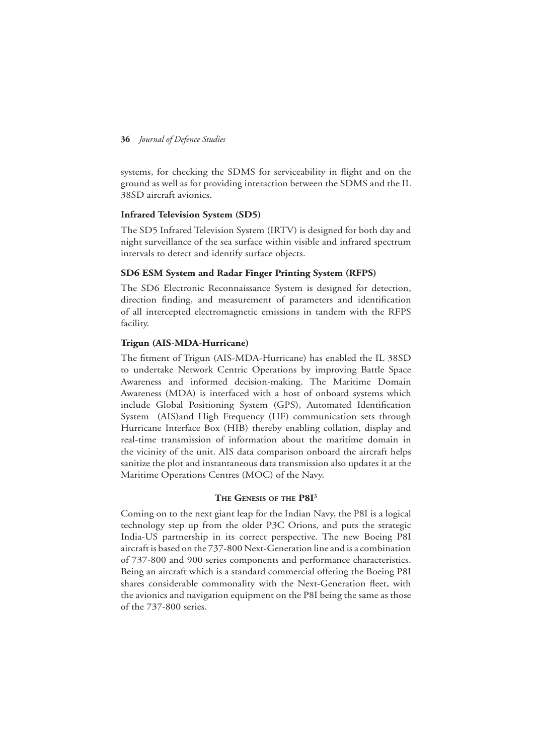systems, for checking the SDMS for serviceability in flight and on the ground as well as for providing interaction between the SDMS and the IL 38SD aircraft avionics.

### Infrared Television System (SD5)

The SD5 Infrared Television System (IRTV) is designed for both day and night surveillance of the sea surface within visible and infrared spectrum intervals to detect and identify surface objects.

### SD6 ESM System and Radar Finger Printing System (RFPS)

The SD6 Electronic Reconnaissance System is designed for detection, direction finding, and measurement of parameters and identification of all intercepted electromagnetic emissions in tandem with the RFPS facility.

### Trigun (AIS-MDA-Hurricane)

The fitment of Trigun (AIS-MDA-Hurricane) has enabled the IL 38SD to undertake Network Centric Operations by improving Battle Space Awareness and informed decision-making. The Maritime Domain Awareness (MDA) is interfaced with a host of onboard systems which include Global Positioning System (GPS), Automated Identification System (AIS)and High Frequency (HF) communication sets through Hurricane Interface Box (HIB) thereby enabling collation, display and real-time transmission of information about the maritime domain in the vicinity of the unit. AIS data comparison onboard the aircraft helps sanitize the plot and instantaneous data transmission also updates it at the Maritime Operations Centres (MOC) of the Navy.

## The Genesis of the P8I[3]

Coming on to the next giant leap for the Indian Navy, the P8I is a logical technology step up from the older P3C Orions, and puts the strategic India-US partnership in its correct perspective. The new Boeing P8I aircraft is based on the 737-800 Next-Generation line and is a combination of 737-800 and 900 series components and performance characteristics. Being an aircraft which is a standard commercial offering the Boeing P8I shares considerable commonality with the Next-Generation fleet, with the avionics and navigation equipment on the P8I being the same as those of the 737-800 series.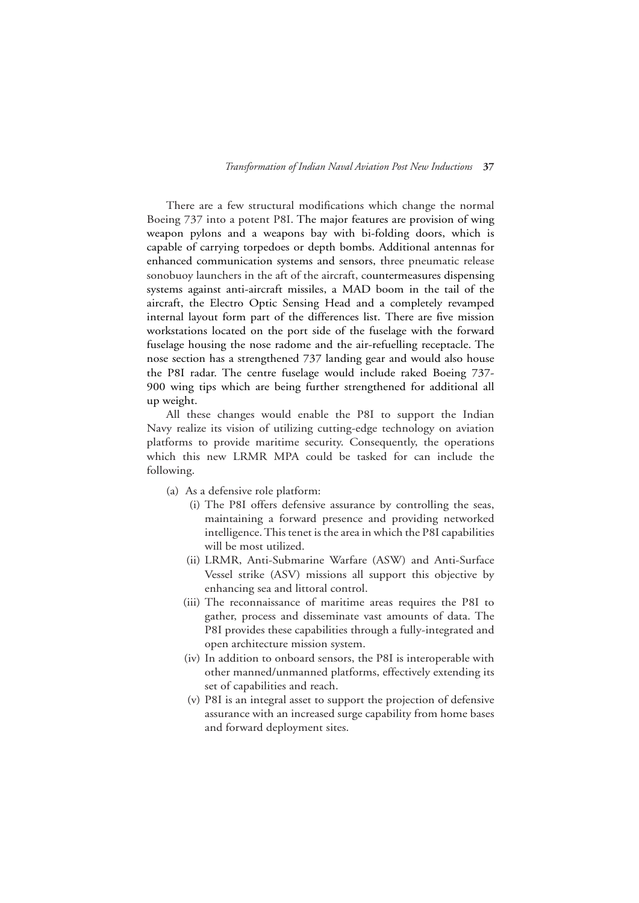There are a few structural modifications which change the normal Boeing 737 into a potent P8I. The major features are provision of wing weapon pylons and a weapons bay with bi-folding doors, which is capable of carrying torpedoes or depth bombs. Additional antennas for enhanced communication systems and sensors, three pneumatic release sonobuoy launchers in the aft of the aircraft, countermeasures dispensing systems against anti-aircraft missiles, a MAD boom in the tail of the aircraft, the Electro Optic Sensing Head and a completely revamped internal layout form part of the differences list. There are five mission workstations located on the port side of the fuselage with the forward fuselage housing the nose radome and the air-refuelling receptacle. The nose section has a strengthened 737 landing gear and would also house the P8I radar. The centre fuselage would include raked Boeing 737-900 wing tips which are being further strengthened for additional all up weight.

All these changes would enable the P8I to support the Indian Navy realize its vision of utilizing cutting-edge technology on aviation platforms to provide maritime security. Consequently, the operations which this new LRMR MPA could be tasked for can include the following.

(a) As a defensive role platform:

  (i) The P8I offers defensive assurance by controlling the seas, maintaining a forward presence and providing networked intelligence. This tenet is the area in which the P8I capabilities will be most utilized.

  (ii) LRMR, Anti-Submarine Warfare (ASW) and Anti-Surface Vessel strike (ASV) missions all support this objective by enhancing sea and littoral control.

  (iii) The reconnaissance of maritime areas requires the P8I to gather, process and disseminate vast amounts of data. The P8I provides these capabilities through a fully-integrated and open architecture mission system.

  (iv) In addition to onboard sensors, the P8I is interoperable with other manned/unmanned platforms, effectively extending its set of capabilities and reach.

  (v) P8I is an integral asset to support the projection of defensive assurance with an increased surge capability from home bases and forward deployment sites.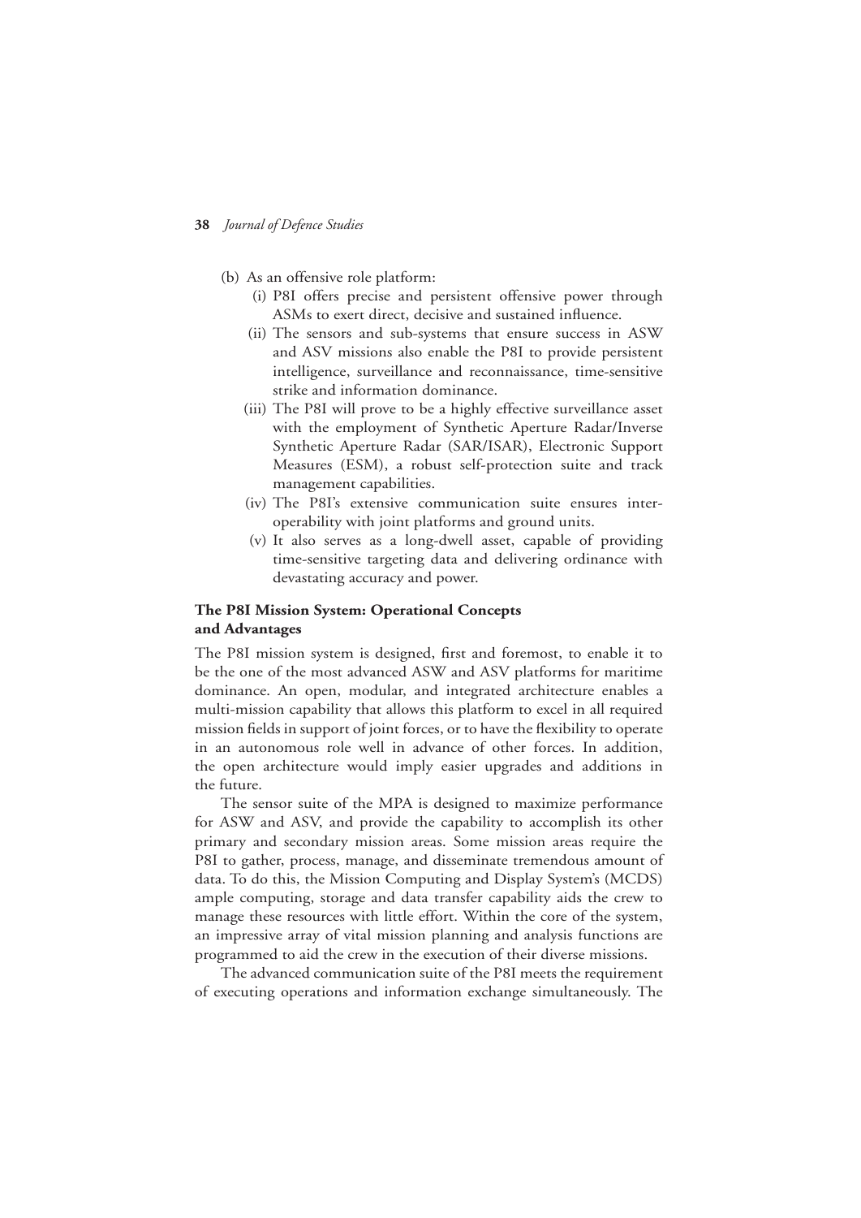(b) As an offensive role platform:
   (i) P8I offers precise and persistent offensive power through ASMs to exert direct, decisive and sustained influence.
   (ii) The sensors and sub-systems that ensure success in ASW and ASV missions also enable the P8I to provide persistent intelligence, surveillance and reconnaissance, time-sensitive strike and information dominance.
   (iii) The P8I will prove to be a highly effective surveillance asset with the employment of Synthetic Aperture Radar/Inverse Synthetic Aperture Radar (SAR/ISAR), Electronic Support Measures (ESM), a robust self-protection suite and track management capabilities.
   (iv) The P8I's extensive communication suite ensures inter-operability with joint platforms and ground units.
   (v) It also serves as a long-dwell asset, capable of providing time-sensitive targeting data and delivering ordinance with devastating accuracy and power.

**The P8I Mission System: Operational Concepts and Advantages**

The P8I mission system is designed, first and foremost, to enable it to be the one of the most advanced ASW and ASV platforms for maritime dominance. An open, modular, and integrated architecture enables a multi-mission capability that allows this platform to excel in all required mission fields in support of joint forces, or to have the flexibility to operate in an autonomous role well in advance of other forces. In addition, the open architecture would imply easier upgrades and additions in the future.

The sensor suite of the MPA is designed to maximize performance for ASW and ASV, and provide the capability to accomplish its other primary and secondary mission areas. Some mission areas require the P8I to gather, process, manage, and disseminate tremendous amount of data. To do this, the Mission Computing and Display System's (MCDS) ample computing, storage and data transfer capability aids the crew to manage these resources with little effort. Within the core of the system, an impressive array of vital mission planning and analysis functions are programmed to aid the crew in the execution of their diverse missions.

The advanced communication suite of the P8I meets the requirement of executing operations and information exchange simultaneously. The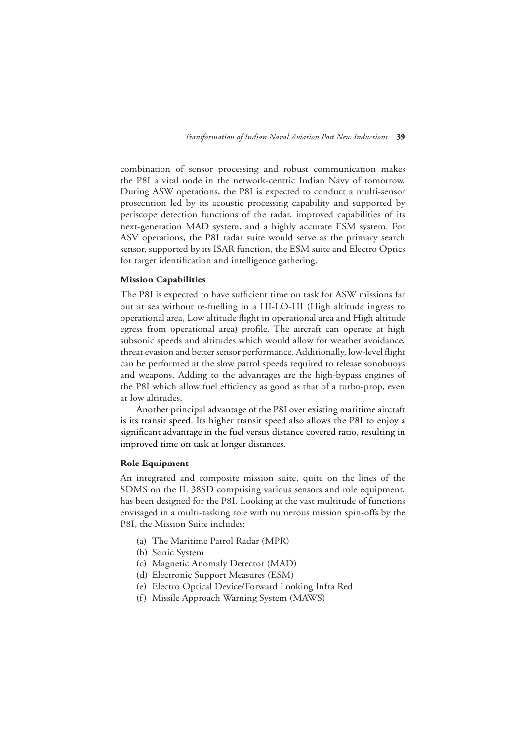combination of sensor processing and robust communication makes the P8I a vital node in the network-centric Indian Navy of tomorrow. During ASW operations, the P8I is expected to conduct a multi-sensor prosecution led by its acoustic processing capability and supported by periscope detection functions of the radar, improved capabilities of its next-generation MAD system, and a highly accurate ESM system. For ASV operations, the P8I radar suite would serve as the primary search sensor, supported by its ISAR function, the ESM suite and Electro Optics for target identification and intelligence gathering.

### Mission Capabilities

The P8I is expected to have sufficient time on task for ASW missions far out at sea without re-fuelling in a HI-LO-HI (High altitude ingress to operational area, Low altitude flight in operational area and High altitude egress from operational area) profile. The aircraft can operate at high subsonic speeds and altitudes which would allow for weather avoidance, threat evasion and better sensor performance. Additionally, low-level flight can be performed at the slow patrol speeds required to release sonobuoys and weapons. Adding to the advantages are the high-bypass engines of the P8I which allow fuel efficiency as good as that of a turbo-prop, even at low altitudes.

Another principal advantage of the P8I over existing maritime aircraft is its transit speed. Its higher transit speed also allows the P8I to enjoy a significant advantage in the fuel versus distance covered ratio, resulting in improved time on task at longer distances.

### Role Equipment

An integrated and composite mission suite, quite on the lines of the SDMS on the IL 38SD comprising various sensors and role equipment, has been designed for the P8I. Looking at the vast multitude of functions envisaged in a multi-tasking role with numerous mission spin-offs by the P8I, the Mission Suite includes:

(a) The Maritime Patrol Radar (MPR)
(b) Sonic System
(c) Magnetic Anomaly Detector (MAD)
(d) Electronic Support Measures (ESM)
(e) Electro Optical Device/Forward Looking Infra Red
(f) Missile Approach Warning System (MAWS)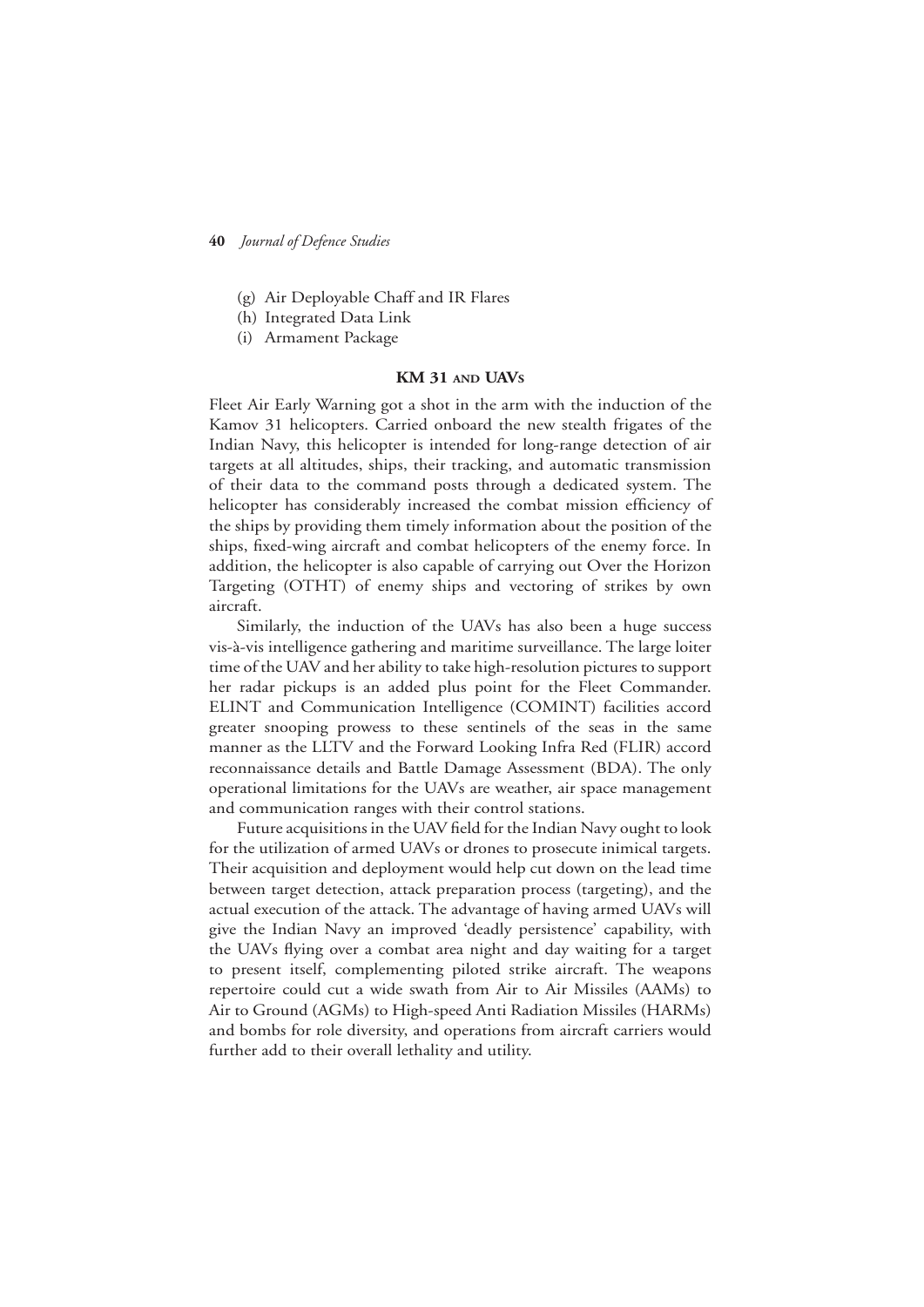(g) Air Deployable Chaff and IR Flares
(h) Integrated Data Link
(i) Armament Package

## KM 31 and UAVs

Fleet Air Early Warning got a shot in the arm with the induction of the Kamov 31 helicopters. Carried onboard the new stealth frigates of the Indian Navy, this helicopter is intended for long-range detection of air targets at all altitudes, ships, their tracking, and automatic transmission of their data to the command posts through a dedicated system. The helicopter has considerably increased the combat mission efficiency of the ships by providing them timely information about the position of the ships, fixed-wing aircraft and combat helicopters of the enemy force. In addition, the helicopter is also capable of carrying out Over the Horizon Targeting (OTHT) of enemy ships and vectoring of strikes by own aircraft.

Similarly, the induction of the UAVs has also been a huge success vis-à-vis intelligence gathering and maritime surveillance. The large loiter time of the UAV and her ability to take high-resolution pictures to support her radar pickups is an added plus point for the Fleet Commander. ELINT and Communication Intelligence (COMINT) facilities accord greater snooping prowess to these sentinels of the seas in the same manner as the LLTV and the Forward Looking Infra Red (FLIR) accord reconnaissance details and Battle Damage Assessment (BDA). The only operational limitations for the UAVs are weather, air space management and communication ranges with their control stations.

Future acquisitions in the UAV field for the Indian Navy ought to look for the utilization of armed UAVs or drones to prosecute inimical targets. Their acquisition and deployment would help cut down on the lead time between target detection, attack preparation process (targeting), and the actual execution of the attack. The advantage of having armed UAVs will give the Indian Navy an improved 'deadly persistence' capability, with the UAVs flying over a combat area night and day waiting for a target to present itself, complementing piloted strike aircraft. The weapons repertoire could cut a wide swath from Air to Air Missiles (AAMs) to Air to Ground (AGMs) to High-speed Anti Radiation Missiles (HARMs) and bombs for role diversity, and operations from aircraft carriers would further add to their overall lethality and utility.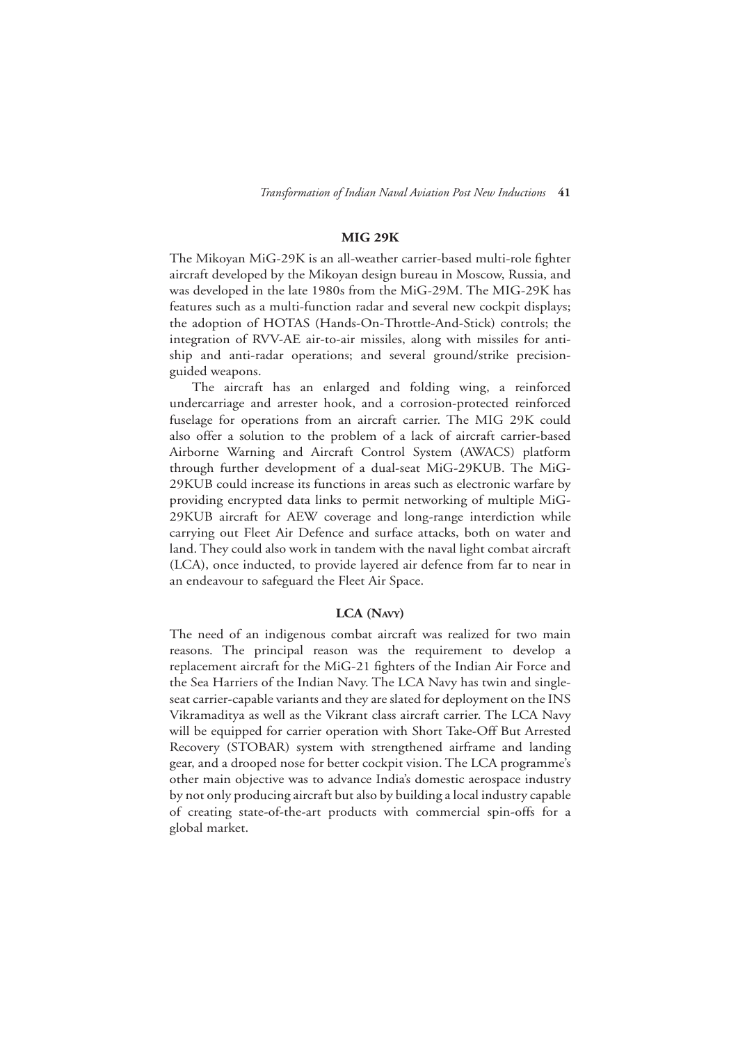## MIG 29K

The Mikoyan MiG-29K is an all-weather carrier-based multi-role fighter aircraft developed by the Mikoyan design bureau in Moscow, Russia, and was developed in the late 1980s from the MiG-29M. The MIG-29K has features such as a multi-function radar and several new cockpit displays; the adoption of HOTAS (Hands-On-Throttle-And-Stick) controls; the integration of RVV-AE air-to-air missiles, along with missiles for anti-ship and anti-radar operations; and several ground/strike precision-guided weapons.

The aircraft has an enlarged and folding wing, a reinforced undercarriage and arrester hook, and a corrosion-protected reinforced fuselage for operations from an aircraft carrier. The MIG 29K could also offer a solution to the problem of a lack of aircraft carrier-based Airborne Warning and Aircraft Control System (AWACS) platform through further development of a dual-seat MiG-29KUB. The MiG-29KUB could increase its functions in areas such as electronic warfare by providing encrypted data links to permit networking of multiple MiG-29KUB aircraft for AEW coverage and long-range interdiction while carrying out Fleet Air Defence and surface attacks, both on water and land. They could also work in tandem with the naval light combat aircraft (LCA), once inducted, to provide layered air defence from far to near in an endeavour to safeguard the Fleet Air Space.

## LCA (Navy)

The need of an indigenous combat aircraft was realized for two main reasons. The principal reason was the requirement to develop a replacement aircraft for the MiG-21 fighters of the Indian Air Force and the Sea Harriers of the Indian Navy. The LCA Navy has twin and single-seat carrier-capable variants and they are slated for deployment on the INS Vikramaditya as well as the Vikrant class aircraft carrier. The LCA Navy will be equipped for carrier operation with Short Take-Off But Arrested Recovery (STOBAR) system with strengthened airframe and landing gear, and a drooped nose for better cockpit vision. The LCA programme's other main objective was to advance India's domestic aerospace industry by not only producing aircraft but also by building a local industry capable of creating state-of-the-art products with commercial spin-offs for a global market.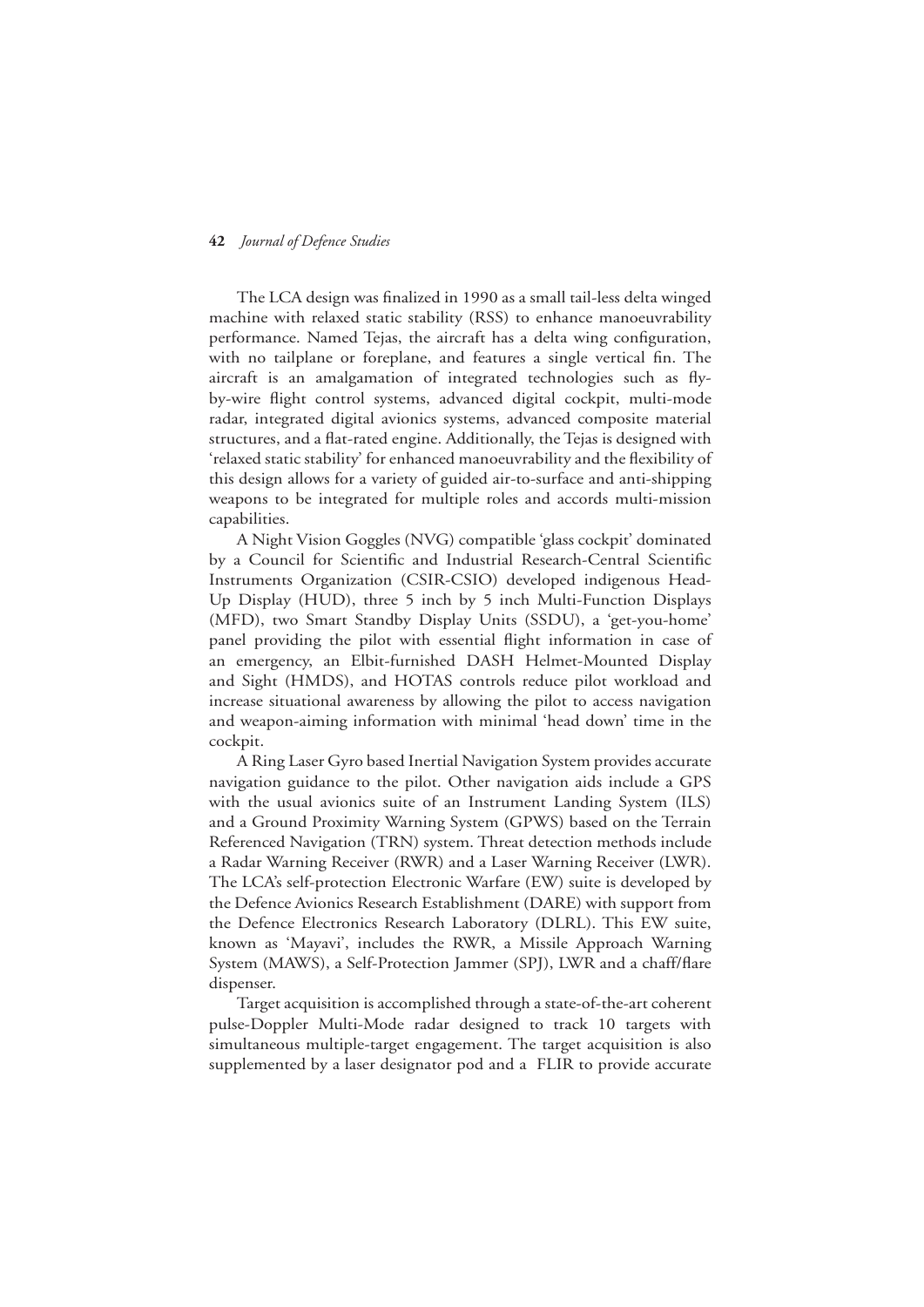The LCA design was finalized in 1990 as a small tail-less delta winged machine with relaxed static stability (RSS) to enhance manoeuvrability performance. Named Tejas, the aircraft has a delta wing configuration, with no tailplane or foreplane, and features a single vertical fin. The aircraft is an amalgamation of integrated technologies such as fly-by-wire flight control systems, advanced digital cockpit, multi-mode radar, integrated digital avionics systems, advanced composite material structures, and a flat-rated engine. Additionally, the Tejas is designed with 'relaxed static stability' for enhanced manoeuvrability and the flexibility of this design allows for a variety of guided air-to-surface and anti-shipping weapons to be integrated for multiple roles and accords multi-mission capabilities.

A Night Vision Goggles (NVG) compatible 'glass cockpit' dominated by a Council for Scientific and Industrial Research-Central Scientific Instruments Organization (CSIR-CSIO) developed indigenous Head-Up Display (HUD), three 5 inch by 5 inch Multi-Function Displays (MFD), two Smart Standby Display Units (SSDU), a 'get-you-home' panel providing the pilot with essential flight information in case of an emergency, an Elbit-furnished DASH Helmet-Mounted Display and Sight (HMDS), and HOTAS controls reduce pilot workload and increase situational awareness by allowing the pilot to access navigation and weapon-aiming information with minimal 'head down' time in the cockpit.

A Ring Laser Gyro based Inertial Navigation System provides accurate navigation guidance to the pilot. Other navigation aids include a GPS with the usual avionics suite of an Instrument Landing System (ILS) and a Ground Proximity Warning System (GPWS) based on the Terrain Referenced Navigation (TRN) system. Threat detection methods include a Radar Warning Receiver (RWR) and a Laser Warning Receiver (LWR). The LCA's self-protection Electronic Warfare (EW) suite is developed by the Defence Avionics Research Establishment (DARE) with support from the Defence Electronics Research Laboratory (DLRL). This EW suite, known as 'Mayavi', includes the RWR, a Missile Approach Warning System (MAWS), a Self-Protection Jammer (SPJ), LWR and a chaff/flare dispenser.

Target acquisition is accomplished through a state-of-the-art coherent pulse-Doppler Multi-Mode radar designed to track 10 targets with simultaneous multiple-target engagement. The target acquisition is also supplemented by a laser designator pod and a FLIR to provide accurate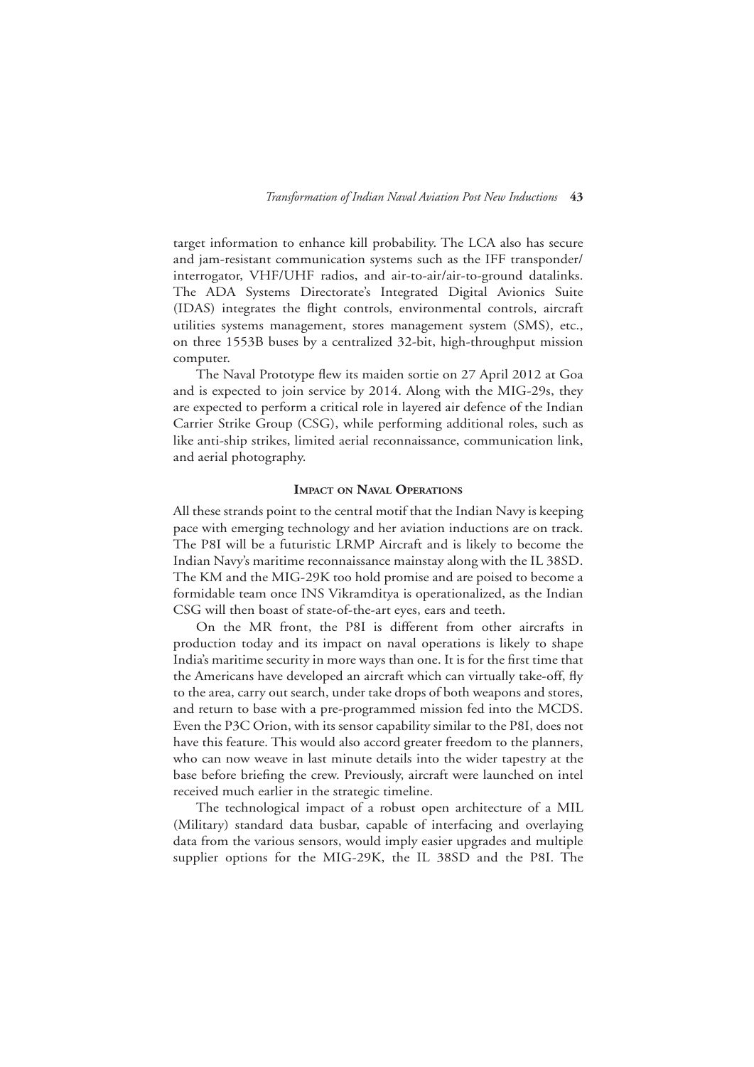target information to enhance kill probability. The LCA also has secure and jam-resistant communication systems such as the IFF transponder/interrogator, VHF/UHF radios, and air-to-air/air-to-ground datalinks. The ADA Systems Directorate's Integrated Digital Avionics Suite (IDAS) integrates the flight controls, environmental controls, aircraft utilities systems management, stores management system (SMS), etc., on three 1553B buses by a centralized 32-bit, high-throughput mission computer.

The Naval Prototype flew its maiden sortie on 27 April 2012 at Goa and is expected to join service by 2014. Along with the MIG-29s, they are expected to perform a critical role in layered air defence of the Indian Carrier Strike Group (CSG), while performing additional roles, such as like anti-ship strikes, limited aerial reconnaissance, communication link, and aerial photography.

## Impact on Naval Operations

All these strands point to the central motif that the Indian Navy is keeping pace with emerging technology and her aviation inductions are on track. The P8I will be a futuristic LRMP Aircraft and is likely to become the Indian Navy's maritime reconnaissance mainstay along with the IL 38SD. The KM and the MIG-29K too hold promise and are poised to become a formidable team once INS Vikramditya is operationalized, as the Indian CSG will then boast of state-of-the-art eyes, ears and teeth.

On the MR front, the P8I is different from other aircrafts in production today and its impact on naval operations is likely to shape India's maritime security in more ways than one. It is for the first time that the Americans have developed an aircraft which can virtually take-off, fly to the area, carry out search, under take drops of both weapons and stores, and return to base with a pre-programmed mission fed into the MCDS. Even the P3C Orion, with its sensor capability similar to the P8I, does not have this feature. This would also accord greater freedom to the planners, who can now weave in last minute details into the wider tapestry at the base before briefing the crew. Previously, aircraft were launched on intel received much earlier in the strategic timeline.

The technological impact of a robust open architecture of a MIL (Military) standard data busbar, capable of interfacing and overlaying data from the various sensors, would imply easier upgrades and multiple supplier options for the MIG-29K, the IL 38SD and the P8I. The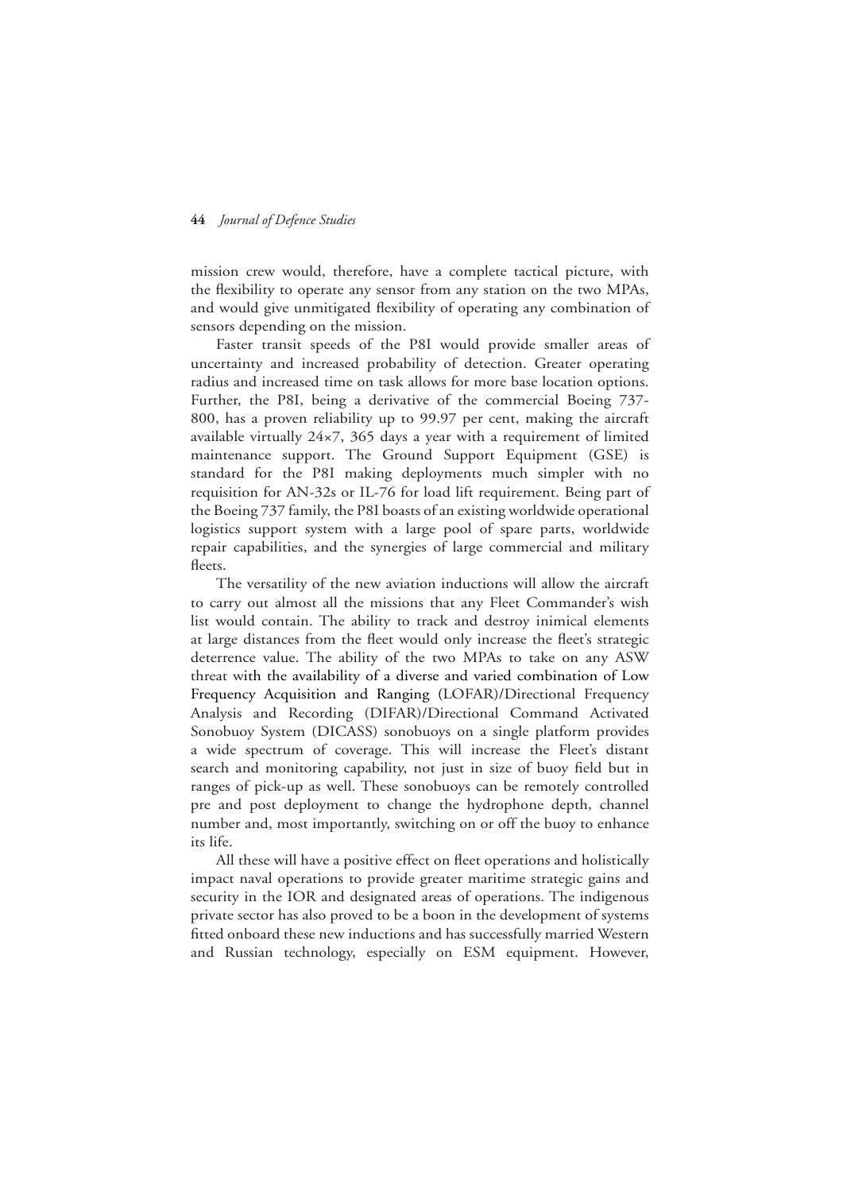mission crew would, therefore, have a complete tactical picture, with the flexibility to operate any sensor from any station on the two MPAs, and would give unmitigated flexibility of operating any combination of sensors depending on the mission.

Faster transit speeds of the P8I would provide smaller areas of uncertainty and increased probability of detection. Greater operating radius and increased time on task allows for more base location options. Further, the P8I, being a derivative of the commercial Boeing 737-800, has a proven reliability up to 99.97 per cent, making the aircraft available virtually 24×7, 365 days a year with a requirement of limited maintenance support. The Ground Support Equipment (GSE) is standard for the P8I making deployments much simpler with no requisition for AN-32s or IL-76 for load lift requirement. Being part of the Boeing 737 family, the P8I boasts of an existing worldwide operational logistics support system with a large pool of spare parts, worldwide repair capabilities, and the synergies of large commercial and military fleets.

The versatility of the new aviation inductions will allow the aircraft to carry out almost all the missions that any Fleet Commander's wish list would contain. The ability to track and destroy inimical elements at large distances from the fleet would only increase the fleet's strategic deterrence value. The ability of the two MPAs to take on any ASW threat with the availability of a diverse and varied combination of Low Frequency Acquisition and Ranging (LOFAR)/Directional Frequency Analysis and Recording (DIFAR)/Directional Command Activated Sonobuoy System (DICASS) sonobuoys on a single platform provides a wide spectrum of coverage. This will increase the Fleet's distant search and monitoring capability, not just in size of buoy field but in ranges of pick-up as well. These sonobuoys can be remotely controlled pre and post deployment to change the hydrophone depth, channel number and, most importantly, switching on or off the buoy to enhance its life.

All these will have a positive effect on fleet operations and holistically impact naval operations to provide greater maritime strategic gains and security in the IOR and designated areas of operations. The indigenous private sector has also proved to be a boon in the development of systems fitted onboard these new inductions and has successfully married Western and Russian technology, especially on ESM equipment. However,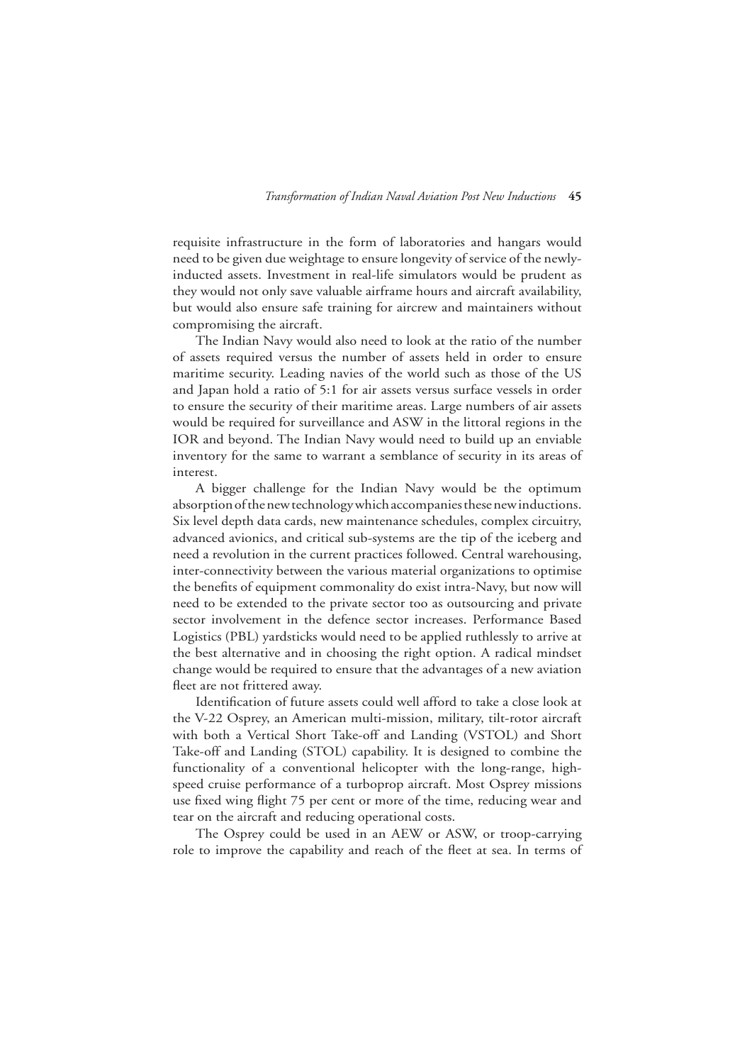requisite infrastructure in the form of laboratories and hangars would need to be given due weightage to ensure longevity of service of the newly-inducted assets. Investment in real-life simulators would be prudent as they would not only save valuable airframe hours and aircraft availability, but would also ensure safe training for aircrew and maintainers without compromising the aircraft.

The Indian Navy would also need to look at the ratio of the number of assets required versus the number of assets held in order to ensure maritime security. Leading navies of the world such as those of the US and Japan hold a ratio of 5:1 for air assets versus surface vessels in order to ensure the security of their maritime areas. Large numbers of air assets would be required for surveillance and ASW in the littoral regions in the IOR and beyond. The Indian Navy would need to build up an enviable inventory for the same to warrant a semblance of security in its areas of interest.

A bigger challenge for the Indian Navy would be the optimum absorption of the new technology which accompanies these new inductions. Six level depth data cards, new maintenance schedules, complex circuitry, advanced avionics, and critical sub-systems are the tip of the iceberg and need a revolution in the current practices followed. Central warehousing, inter-connectivity between the various material organizations to optimise the benefits of equipment commonality do exist intra-Navy, but now will need to be extended to the private sector too as outsourcing and private sector involvement in the defence sector increases. Performance Based Logistics (PBL) yardsticks would need to be applied ruthlessly to arrive at the best alternative and in choosing the right option. A radical mindset change would be required to ensure that the advantages of a new aviation fleet are not frittered away.

Identification of future assets could well afford to take a close look at the V-22 Osprey, an American multi-mission, military, tilt-rotor aircraft with both a Vertical Short Take-off and Landing (VSTOL) and Short Take-off and Landing (STOL) capability. It is designed to combine the functionality of a conventional helicopter with the long-range, high-speed cruise performance of a turboprop aircraft. Most Osprey missions use fixed wing flight 75 per cent or more of the time, reducing wear and tear on the aircraft and reducing operational costs.

The Osprey could be used in an AEW or ASW, or troop-carrying role to improve the capability and reach of the fleet at sea. In terms of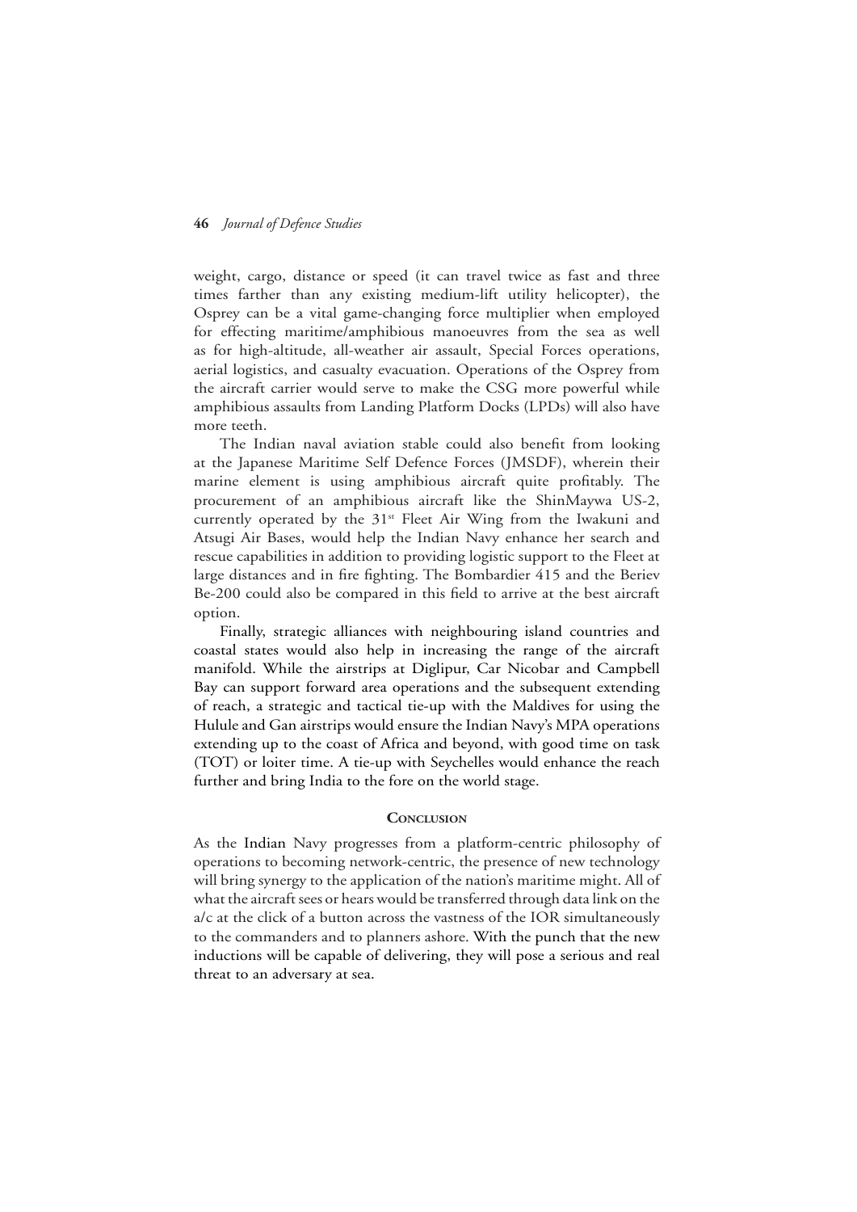weight, cargo, distance or speed (it can travel twice as fast and three times farther than any existing medium-lift utility helicopter), the Osprey can be a vital game-changing force multiplier when employed for effecting maritime/amphibious manoeuvres from the sea as well as for high-altitude, all-weather air assault, Special Forces operations, aerial logistics, and casualty evacuation. Operations of the Osprey from the aircraft carrier would serve to make the CSG more powerful while amphibious assaults from Landing Platform Docks (LPDs) will also have more teeth.

The Indian naval aviation stable could also benefit from looking at the Japanese Maritime Self Defence Forces (JMSDF), wherein their marine element is using amphibious aircraft quite profitably. The procurement of an amphibious aircraft like the ShinMaywa US-2, currently operated by the 31st Fleet Air Wing from the Iwakuni and Atsugi Air Bases, would help the Indian Navy enhance her search and rescue capabilities in addition to providing logistic support to the Fleet at large distances and in fire fighting. The Bombardier 415 and the Beriev Be-200 could also be compared in this field to arrive at the best aircraft option.

Finally, strategic alliances with neighbouring island countries and coastal states would also help in increasing the range of the aircraft manifold. While the airstrips at Diglipur, Car Nicobar and Campbell Bay can support forward area operations and the subsequent extending of reach, a strategic and tactical tie-up with the Maldives for using the Hulule and Gan airstrips would ensure the Indian Navy's MPA operations extending up to the coast of Africa and beyond, with good time on task (TOT) or loiter time. A tie-up with Seychelles would enhance the reach further and bring India to the fore on the world stage.

## Conclusion

As the Indian Navy progresses from a platform-centric philosophy of operations to becoming network-centric, the presence of new technology will bring synergy to the application of the nation's maritime might. All of what the aircraft sees or hears would be transferred through data link on the a/c at the click of a button across the vastness of the IOR simultaneously to the commanders and to planners ashore. With the punch that the new inductions will be capable of delivering, they will pose a serious and real threat to an adversary at sea.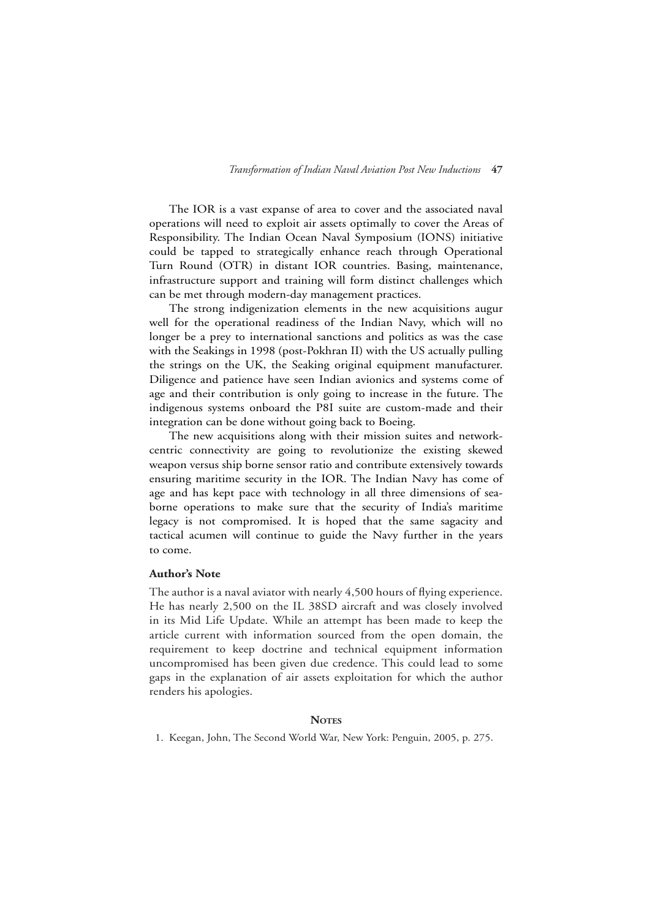The IOR is a vast expanse of area to cover and the associated naval operations will need to exploit air assets optimally to cover the Areas of Responsibility. The Indian Ocean Naval Symposium (IONS) initiative could be tapped to strategically enhance reach through Operational Turn Round (OTR) in distant IOR countries. Basing, maintenance, infrastructure support and training will form distinct challenges which can be met through modern-day management practices.

The strong indigenization elements in the new acquisitions augur well for the operational readiness of the Indian Navy, which will no longer be a prey to international sanctions and politics as was the case with the Seakings in 1998 (post-Pokhran II) with the US actually pulling the strings on the UK, the Seaking original equipment manufacturer. Diligence and patience have seen Indian avionics and systems come of age and their contribution is only going to increase in the future. The indigenous systems onboard the P8I suite are custom-made and their integration can be done without going back to Boeing.

The new acquisitions along with their mission suites and network-centric connectivity are going to revolutionize the existing skewed weapon versus ship borne sensor ratio and contribute extensively towards ensuring maritime security in the IOR. The Indian Navy has come of age and has kept pace with technology in all three dimensions of sea-borne operations to make sure that the security of India's maritime legacy is not compromised. It is hoped that the same sagacity and tactical acumen will continue to guide the Navy further in the years to come.

**Author's Note**

The author is a naval aviator with nearly 4,500 hours of flying experience. He has nearly 2,500 on the IL 38SD aircraft and was closely involved in its Mid Life Update. While an attempt has been made to keep the article current with information sourced from the open domain, the requirement to keep doctrine and technical equipment information uncompromised has been given due credence. This could lead to some gaps in the explanation of air assets exploitation for which the author renders his apologies.

## Notes

1. Keegan, John, The Second World War, New York: Penguin, 2005, p. 275.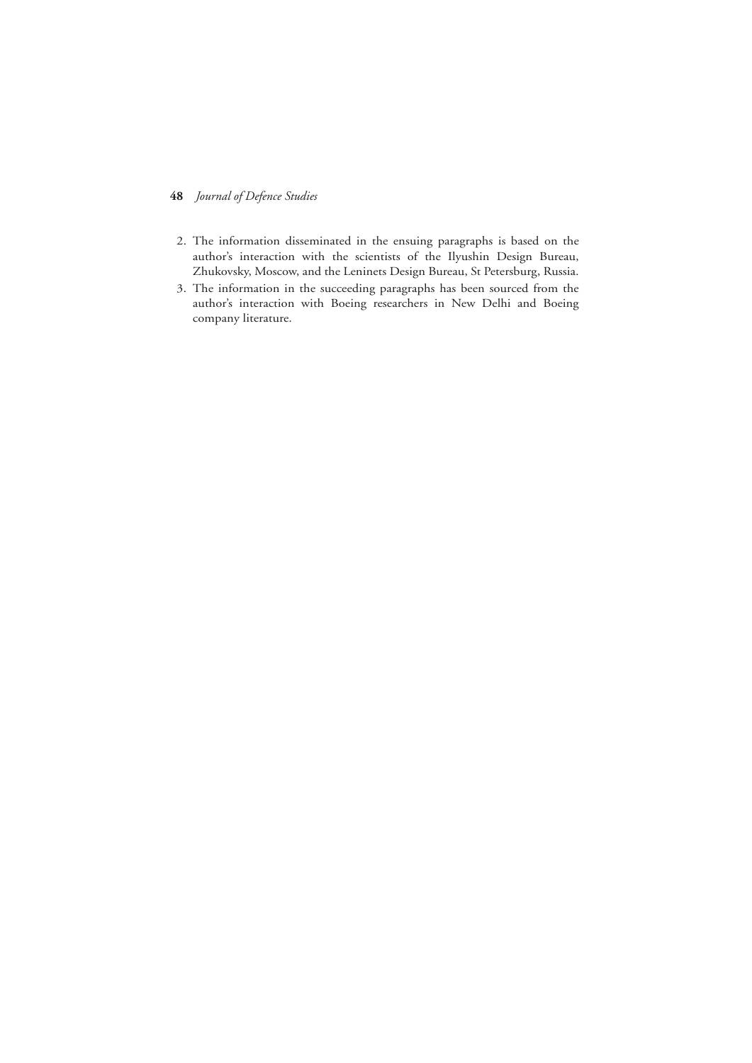2. The information disseminated in the ensuing paragraphs is based on the author's interaction with the scientists of the Ilyushin Design Bureau, Zhukovsky, Moscow, and the Leninets Design Bureau, St Petersburg, Russia.
3. The information in the succeeding paragraphs has been sourced from the author's interaction with Boeing researchers in New Delhi and Boeing company literature.